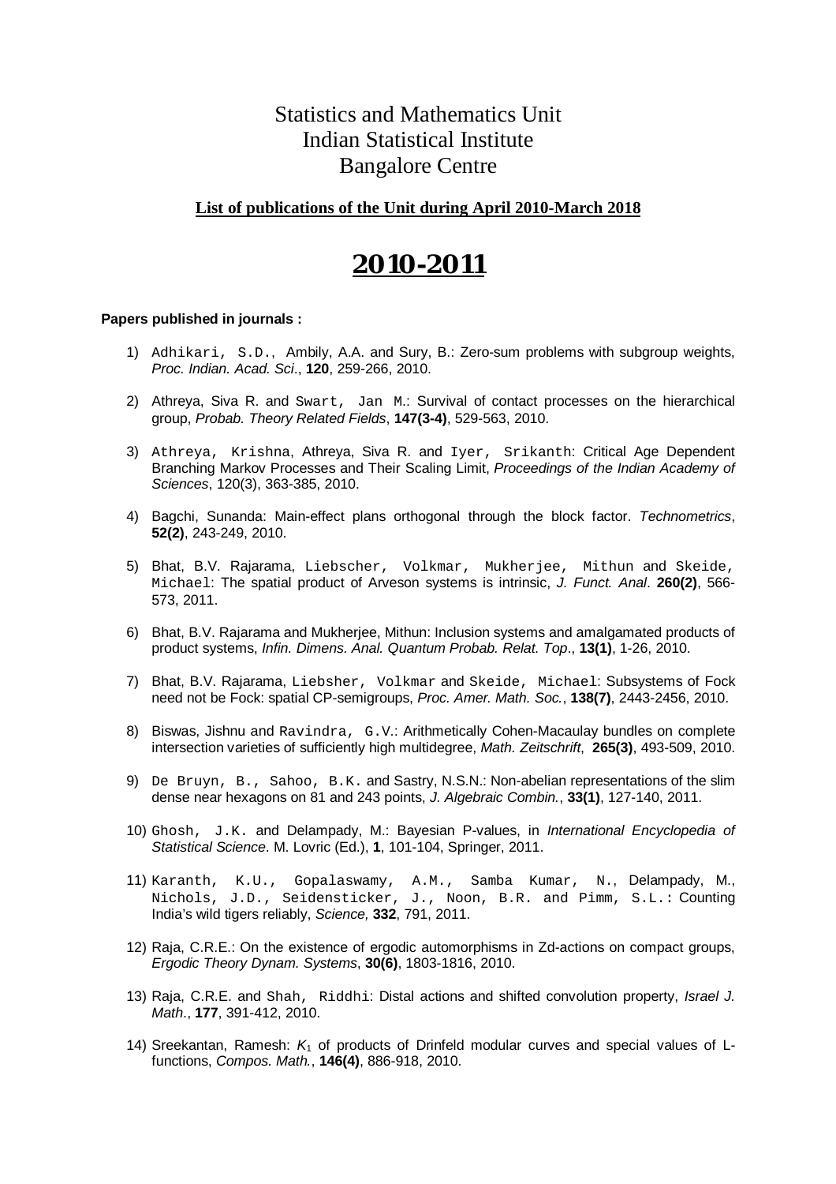# Statistics and Mathematics Unit
# Indian Statistical Institute
# Bangalore Centre

**List of publications of the Unit during April 2010-March 2018**

# 2010-2011

**Papers published in journals :**

1) Adhikari, S.D., Ambily, A.A. and Sury, B.: Zero-sum problems with subgroup weights, *Proc. Indian. Acad. Sci*., **120**, 259-266, 2010.

2) Athreya, Siva R. and Swart, Jan M.: Survival of contact processes on the hierarchical group, *Probab. Theory Related Fields*, **147(3-4)**, 529-563, 2010.

3) Athreya, Krishna, Athreya, Siva R. and Iyer, Srikanth: Critical Age Dependent Branching Markov Processes and Their Scaling Limit, *Proceedings of the Indian Academy of Sciences*, 120(3), 363-385, 2010.

4) Bagchi, Sunanda: Main-effect plans orthogonal through the block factor. *Technometrics*, **52(2)**, 243-249, 2010.

5) Bhat, B.V. Rajarama, Liebscher, Volkmar, Mukherjee, Mithun and Skeide, Michael: The spatial product of Arveson systems is intrinsic, *J. Funct. Anal*. **260(2)**, 566-573, 2011.

6) Bhat, B.V. Rajarama and Mukherjee, Mithun: Inclusion systems and amalgamated products of product systems, *Infin. Dimens. Anal. Quantum Probab. Relat. Top*., **13(1)**, 1-26, 2010.

7) Bhat, B.V. Rajarama, Liebsher, Volkmar and Skeide, Michael: Subsystems of Fock need not be Fock: spatial CP-semigroups, *Proc. Amer. Math. Soc.*, **138(7)**, 2443-2456, 2010.

8) Biswas, Jishnu and Ravindra, G.V.: Arithmetically Cohen-Macaulay bundles on complete intersection varieties of sufficiently high multidegree, *Math. Zeitschrift*, **265(3)**, 493-509, 2010.

9) De Bruyn, B., Sahoo, B.K. and Sastry, N.S.N.: Non-abelian representations of the slim dense near hexagons on 81 and 243 points, *J. Algebraic Combin.*, **33(1)**, 127-140, 2011.

10) Ghosh, J.K. and Delampady, M.: Bayesian P-values, in *International Encyclopedia of Statistical Science*. M. Lovric (Ed.), **1**, 101-104, Springer, 2011.

11) Karanth, K.U., Gopalaswamy, A.M., Samba Kumar, N., Delampady, M., Nichols, J.D., Seidensticker, J., Noon, B.R. and Pimm, S.L.: Counting India's wild tigers reliably, *Science,* **332**, 791, 2011.

12) Raja, C.R.E.: On the existence of ergodic automorphisms in Zd-actions on compact groups, *Ergodic Theory Dynam. Systems*, **30(6)**, 1803-1816, 2010.

13) Raja, C.R.E. and Shah, Riddhi: Distal actions and shifted convolution property, *Israel J. Math*., **177**, 391-412, 2010.

14) Sreekantan, Ramesh: $K_1$ of products of Drinfeld modular curves and special values of L-functions, *Compos. Math.*, **146(4)**, 886-918, 2010.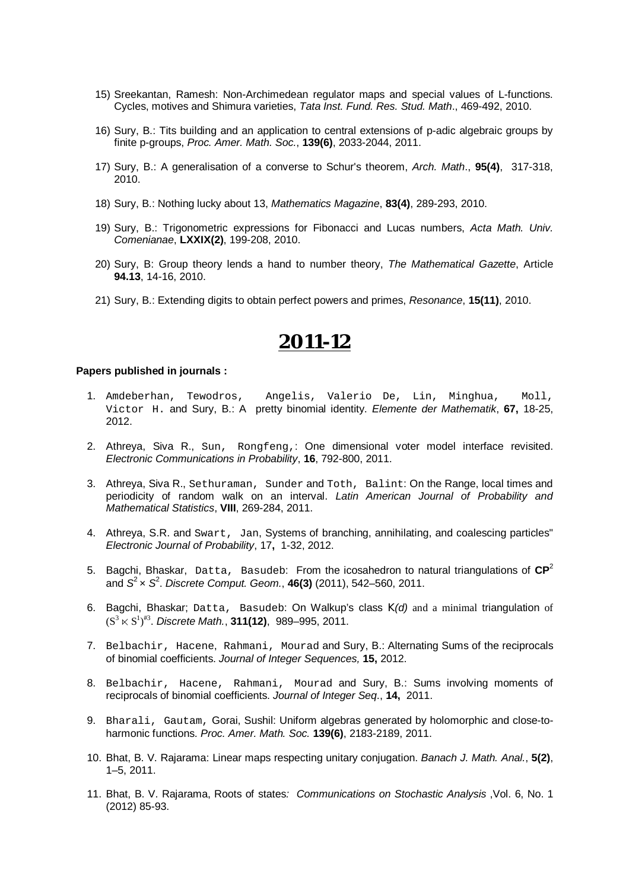15) Sreekantan, Ramesh: Non-Archimedean regulator maps and special values of L-functions. Cycles, motives and Shimura varieties, *Tata Inst. Fund. Res. Stud. Math*., 469-492, 2010.

16) Sury, B.: Tits building and an application to central extensions of p-adic algebraic groups by finite p-groups, *Proc. Amer. Math. Soc.*, **139(6)**, 2033-2044, 2011.

17) Sury, B.: A generalisation of a converse to Schur's theorem, *Arch. Math*., **95(4)**, 317-318, 2010.

18) Sury, B.: Nothing lucky about 13, *Mathematics Magazine*, **83(4)**, 289-293, 2010.

19) Sury, B.: Trigonometric expressions for Fibonacci and Lucas numbers, *Acta Math. Univ. Comenianae*, **LXXIX(2)**, 199-208, 2010.

20) Sury, B: Group theory lends a hand to number theory, *The Mathematical Gazette*, Article **94.13**, 14-16, 2010.

21) Sury, B.: Extending digits to obtain perfect powers and primes, *Resonance*, **15(11)**, 2010.

# 2011-12

**Papers published in journals :**

1. Amdeberhan, Tewodros, Angelis, Valerio De, Lin, Minghua, Moll, Victor H. and Sury, B.: A pretty binomial identity. *Elemente der Mathematik*, **67,** 18-25, 2012.

2. Athreya, Siva R., Sun, Rongfeng,: One dimensional voter model interface revisited. *Electronic Communications in Probability*, **16**, 792-800, 2011.

3. Athreya, Siva R., Sethuraman, Sunder and Toth, Balint: On the Range, local times and periodicity of random walk on an interval. *Latin American Journal of Probability and Mathematical Statistics*, **VIII**, 269-284, 2011.

4. Athreya, S.R. and Swart, Jan, Systems of branching, annihilating, and coalescing particles" *Electronic Journal of Probability*, 17**,** 1-32, 2012.

5. Bagchi, Bhaskar, Datta, Basudeb: From the icosahedron to natural triangulations of $\mathbf{CP}^2$ and $S^2 \times S^2$. *Discrete Comput. Geom.*, **46(3)** (2011), 542–560, 2011.

6. Bagchi, Bhaskar; Datta, Basudeb: On Walkup's class K*(d)* and a minimal triangulation of $(S^3 \ltimes S^1)^{\#3}$. *Discrete Math.*, **311(12)**, 989–995, 2011.

7. Belbachir, Hacene, Rahmani, Mourad and Sury, B.: Alternating Sums of the reciprocals of binomial coefficients. *Journal of Integer Sequences,* **15,** 2012.

8. Belbachir, Hacene, Rahmani, Mourad and Sury, B.: Sums involving moments of reciprocals of binomial coefficients. *Journal of Integer Seq*., **14,** 2011.

9. Bharali, Gautam, Gorai, Sushil: Uniform algebras generated by holomorphic and close-to-harmonic functions. *Proc. Amer. Math. Soc.* **139(6)**, 2183-2189, 2011.

10. Bhat, B. V. Rajarama: Linear maps respecting unitary conjugation. *Banach J. Math. Anal.*, **5(2)**, 1–5, 2011.

11. Bhat, B. V. Rajarama, Roots of states*: Communications on Stochastic Analysis* ,Vol. 6, No. 1 (2012) 85-93.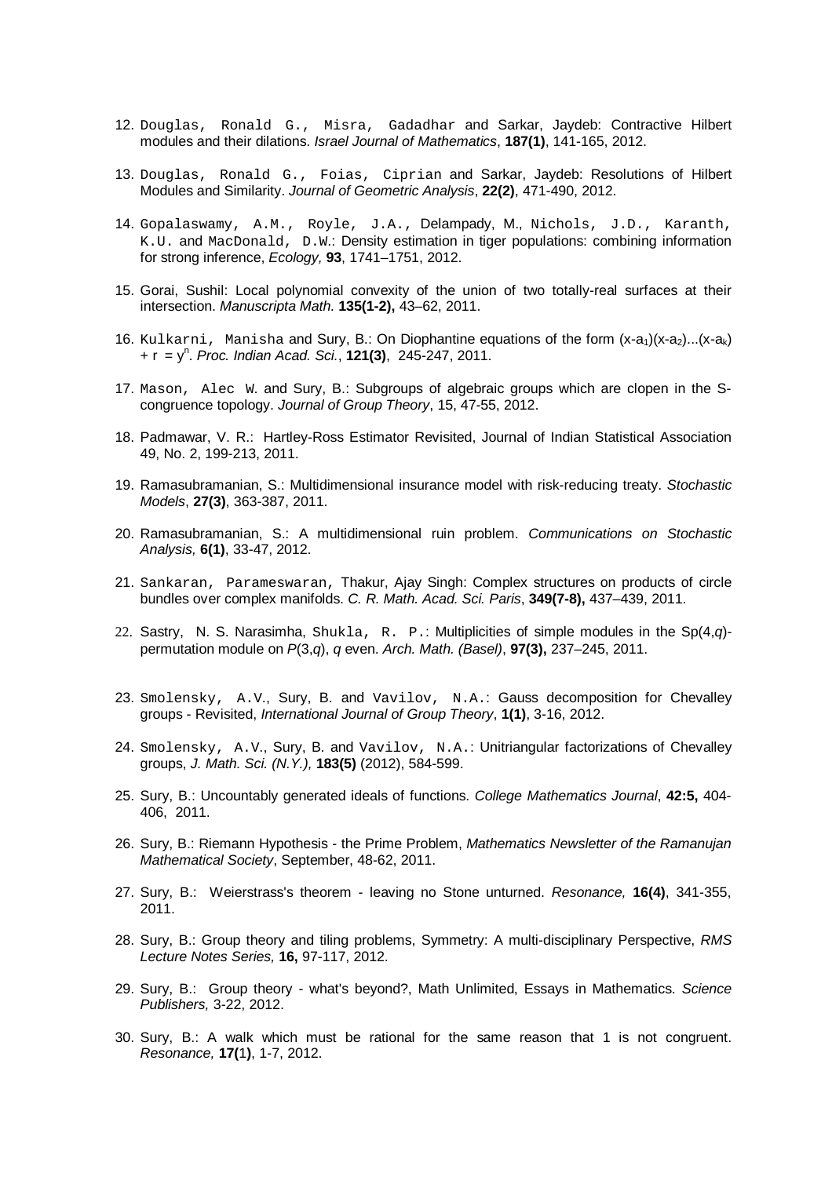12. Douglas, Ronald G., Misra, Gadadhar and Sarkar, Jaydeb: Contractive Hilbert modules and their dilations. *Israel Journal of Mathematics*, **187(1)**, 141-165, 2012.

13. Douglas, Ronald G., Foias, Ciprian and Sarkar, Jaydeb: Resolutions of Hilbert Modules and Similarity. *Journal of Geometric Analysis*, **22(2)**, 471-490, 2012.

14. Gopalaswamy, A.M., Royle, J.A., Delampady, M., Nichols, J.D., Karanth, K.U. and MacDonald, D.W.: Density estimation in tiger populations: combining information for strong inference, *Ecology,* **93**, 1741–1751, 2012.

15. Gorai, Sushil: Local polynomial convexity of the union of two totally-real surfaces at their intersection. *Manuscripta Math.* **135(1-2),** 43–62, 2011.

16. Kulkarni, Manisha and Sury, B.: On Diophantine equations of the form $(x-a_1)(x-a_2)...(x-a_k) + r = y^n$. *Proc. Indian Acad. Sci.*, **121(3)**, 245-247, 2011.

17. Mason, Alec W. and Sury, B.: Subgroups of algebraic groups which are clopen in the S-congruence topology. *Journal of Group Theory*, 15, 47-55, 2012.

18. Padmawar, V. R.: Hartley-Ross Estimator Revisited, Journal of Indian Statistical Association 49, No. 2, 199-213, 2011.

19. Ramasubramanian, S.: Multidimensional insurance model with risk-reducing treaty. *Stochastic Models*, **27(3)**, 363-387, 2011.

20. Ramasubramanian, S.: A multidimensional ruin problem. *Communications on Stochastic Analysis,* **6(1)**, 33-47, 2012.

21. Sankaran, Parameswaran, Thakur, Ajay Singh: Complex structures on products of circle bundles over complex manifolds. *C. R. Math. Acad. Sci. Paris*, **349(7-8),** 437–439, 2011.

22. Sastry, N. S. Narasimha, Shukla, R. P.: Multiplicities of simple modules in the Sp(4,*q*)-permutation module on *P*(3,*q*), *q* even. *Arch. Math. (Basel)*, **97(3),** 237–245, 2011.

23. Smolensky, A.V., Sury, B. and Vavilov, N.A.: Gauss decomposition for Chevalley groups - Revisited, *International Journal of Group Theory*, **1(1)**, 3-16, 2012.

24. Smolensky, A.V., Sury, B. and Vavilov, N.A.: Unitriangular factorizations of Chevalley groups, *J. Math. Sci. (N.Y.),* **183(5)** (2012), 584-599.

25. Sury, B.: Uncountably generated ideals of functions. *College Mathematics Journal*, **42:5,** 404-406, 2011.

26. Sury, B.: Riemann Hypothesis - the Prime Problem, *Mathematics Newsletter of the Ramanujan Mathematical Society*, September, 48-62, 2011.

27. Sury, B.: Weierstrass's theorem - leaving no Stone unturned. *Resonance,* **16(4)**, 341-355, 2011.

28. Sury, B.: Group theory and tiling problems, Symmetry: A multi-disciplinary Perspective, *RMS Lecture Notes Series,* **16,** 97-117, 2012.

29. Sury, B.: Group theory - what's beyond?, Math Unlimited, Essays in Mathematics. *Science Publishers,* 3-22, 2012.

30. Sury, B.: A walk which must be rational for the same reason that 1 is not congruent. *Resonance,* **17(1)**, 1-7, 2012.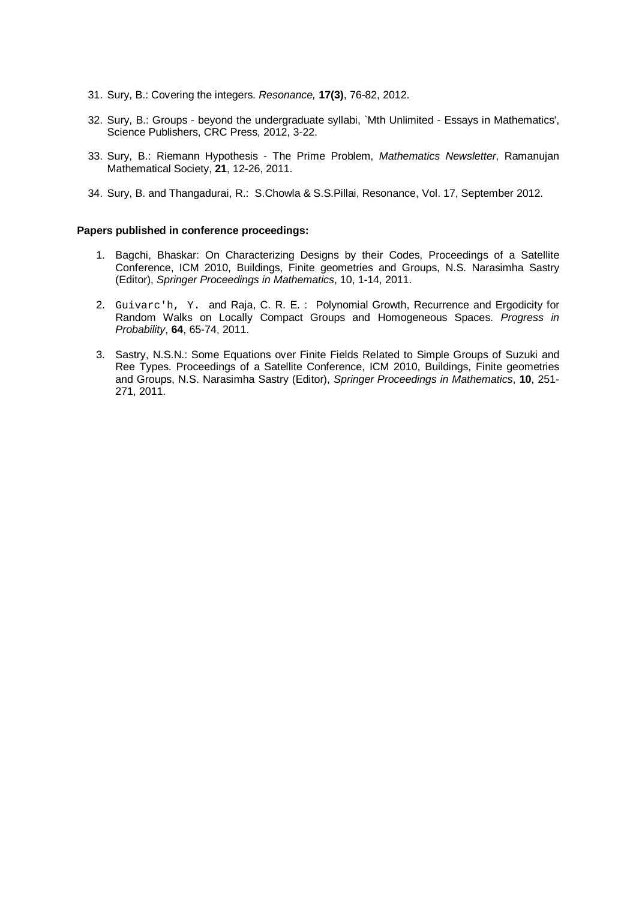31. Sury, B.: Covering the integers. *Resonance,* **17(3)**, 76-82, 2012.

32. Sury, B.: Groups - beyond the undergraduate syllabi, `Mth Unlimited - Essays in Mathematics', Science Publishers, CRC Press, 2012, 3-22.

33. Sury, B.: Riemann Hypothesis - The Prime Problem, *Mathematics Newsletter*, Ramanujan Mathematical Society, **21**, 12-26, 2011.

34. Sury, B. and Thangadurai, R.: S.Chowla & S.S.Pillai, Resonance, Vol. 17, September 2012.

**Papers published in conference proceedings:**

1. Bagchi, Bhaskar: On Characterizing Designs by their Codes, Proceedings of a Satellite Conference, ICM 2010, Buildings, Finite geometries and Groups, N.S. Narasimha Sastry (Editor), *Springer Proceedings in Mathematics*, 10, 1-14, 2011.

2. Guivarc'h, Y. and Raja, C. R. E. : Polynomial Growth, Recurrence and Ergodicity for Random Walks on Locally Compact Groups and Homogeneous Spaces. *Progress in Probability*, **64**, 65-74, 2011.

3. Sastry, N.S.N.: Some Equations over Finite Fields Related to Simple Groups of Suzuki and Ree Types. Proceedings of a Satellite Conference, ICM 2010, Buildings, Finite geometries and Groups, N.S. Narasimha Sastry (Editor), *Springer Proceedings in Mathematics*, **10**, 251-271, 2011.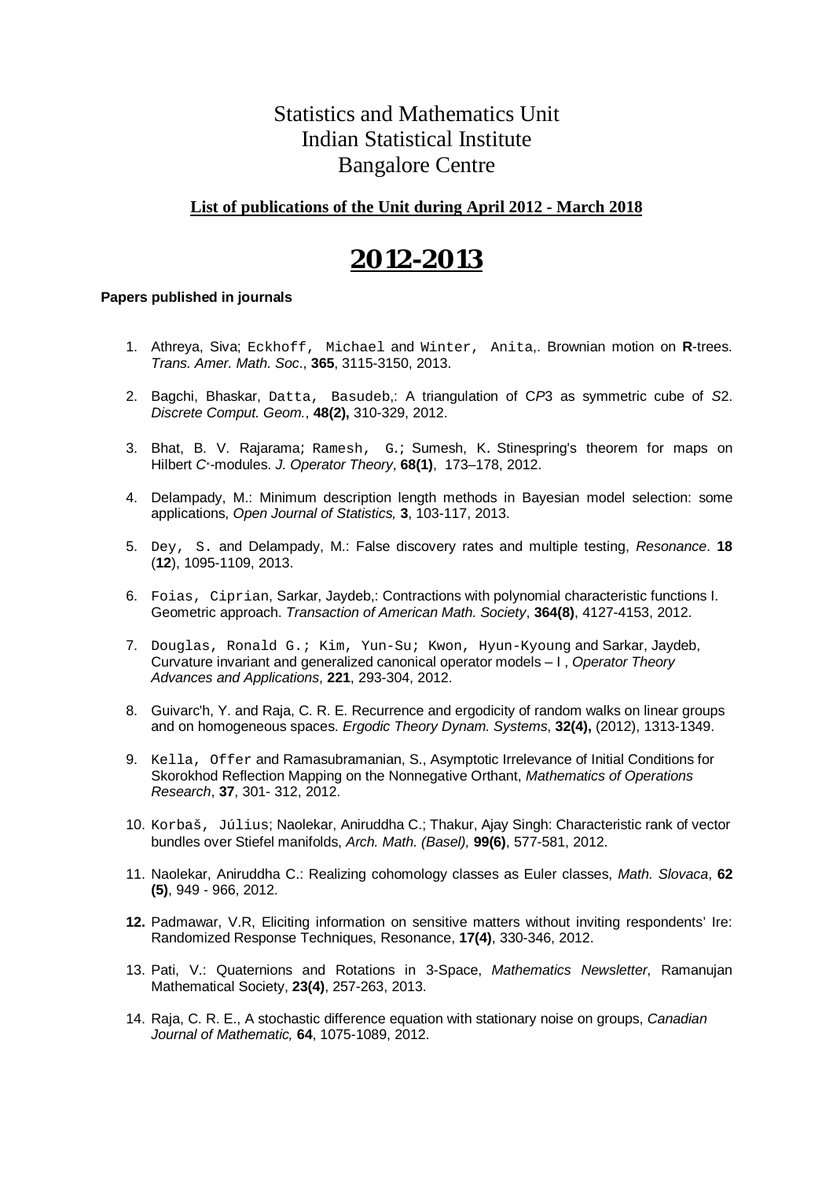# Statistics and Mathematics Unit
# Indian Statistical Institute
# Bangalore Centre

**List of publications of the Unit during April 2012 - March 2018**

# 2012-2013

**Papers published in journals**

1. Athreya, Siva; Eckhoff, Michael and Winter, Anita,. Brownian motion on **R**-trees. *Trans. Amer. Math. Soc*., **365**, 3115-3150, 2013.

2. Bagchi, Bhaskar, Datta, Basudeb,: A triangulation of C*P*3 as symmetric cube of *S*2. *Discrete Comput. Geom.*, **48(2),** 310-329, 2012.

3. Bhat, B. V. Rajarama; Ramesh, G.; Sumesh, K. Stinespring's theorem for maps on Hilbert $C^*$-modules. *J. Operator Theory*, **68(1)**, 173–178, 2012.

4. Delampady, M.: Minimum description length methods in Bayesian model selection: some applications, *Open Journal of Statistics,* **3**, 103-117, 2013.

5. Dey, S. and Delampady, M.: False discovery rates and multiple testing, *Resonance*. **18** (**12**), 1095-1109, 2013.

6. Foias, Ciprian, Sarkar, Jaydeb,: Contractions with polynomial characteristic functions I. Geometric approach. *Transaction of American Math. Society*, **364(8)**, 4127-4153, 2012.

7. Douglas, Ronald G.; Kim, Yun-Su; Kwon, Hyun-Kyoung and Sarkar, Jaydeb, Curvature invariant and generalized canonical operator models – I , *Operator Theory Advances and Applications*, **221**, 293-304, 2012.

8. Guivarc'h, Y. and Raja, C. R. E. Recurrence and ergodicity of random walks on linear groups and on homogeneous spaces. *Ergodic Theory Dynam. Systems*, **32(4),** (2012), 1313-1349.

9. Kella, Offer and Ramasubramanian, S., Asymptotic Irrelevance of Initial Conditions for Skorokhod Reflection Mapping on the Nonnegative Orthant, *Mathematics of Operations Research*, **37**, 301- 312, 2012.

10. Korbaš, Július; Naolekar, Aniruddha C.; Thakur, Ajay Singh: Characteristic rank of vector bundles over Stiefel manifolds, *Arch. Math. (Basel),* **99(6)**, 577-581, 2012.

11. Naolekar, Aniruddha C.: Realizing cohomology classes as Euler classes, *Math. Slovaca*, **62 (5)**, 949 - 966, 2012.

12. Padmawar, V.R, Eliciting information on sensitive matters without inviting respondents' Ire: Randomized Response Techniques, Resonance, **17(4)**, 330-346, 2012.

13. Pati, V.: Quaternions and Rotations in 3-Space, *Mathematics Newsletter*, Ramanujan Mathematical Society, **23(4)**, 257-263, 2013.

14. Raja, C. R. E., A stochastic difference equation with stationary noise on groups, *Canadian Journal of Mathematic,* **64**, 1075-1089, 2012.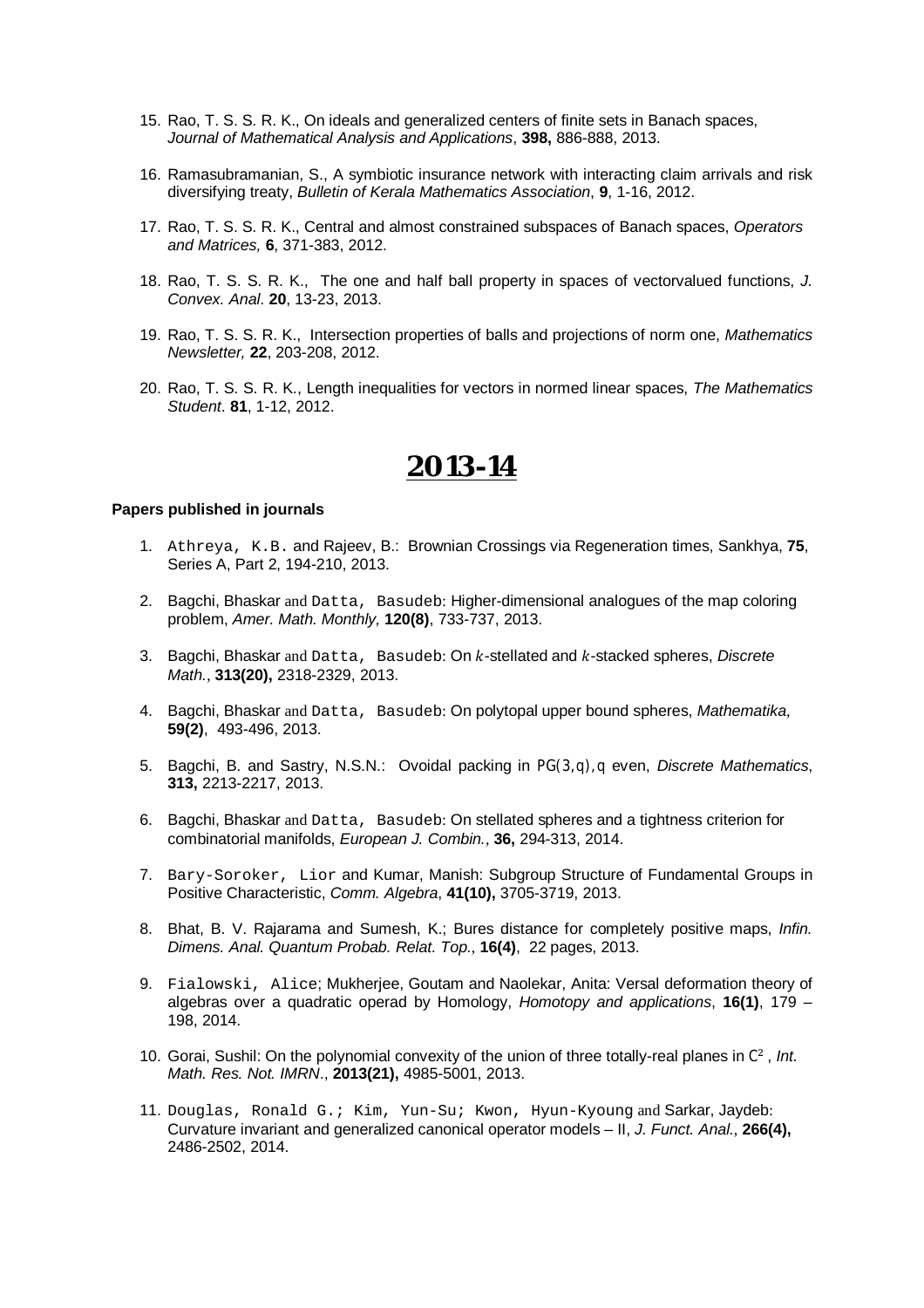15. Rao, T. S. S. R. K., On ideals and generalized centers of finite sets in Banach spaces, *Journal of Mathematical Analysis and Applications*, **398,** 886-888, 2013.

16. Ramasubramanian, S., A symbiotic insurance network with interacting claim arrivals and risk diversifying treaty, *Bulletin of Kerala Mathematics Association*, **9**, 1-16, 2012.

17. Rao, T. S. S. R. K., Central and almost constrained subspaces of Banach spaces, *Operators and Matrices,* **6**, 371-383, 2012.

18. Rao, T. S. S. R. K., The one and half ball property in spaces of vectorvalued functions, *J. Convex. Anal*. **20**, 13-23, 2013.

19. Rao, T. S. S. R. K., Intersection properties of balls and projections of norm one, *Mathematics Newsletter,* **22**, 203-208, 2012.

20. Rao, T. S. S. R. K., Length inequalities for vectors in normed linear spaces, *The Mathematics Student*. **81**, 1-12, 2012.

# 2013-14

**Papers published in journals**

1. Athreya, K.B. and Rajeev, B.: Brownian Crossings via Regeneration times, Sankhya, **75**, Series A, Part 2, 194-210, 2013.

2. Bagchi, Bhaskar and Datta, Basudeb: Higher-dimensional analogues of the map coloring problem, *Amer. Math. Monthly,* **120(8)**, 733-737, 2013.

3. Bagchi, Bhaskar and Datta, Basudeb: On $k$-stellated and $k$-stacked spheres, *Discrete Math.*, **313(20),** 2318-2329, 2013.

4. Bagchi, Bhaskar and Datta, Basudeb: On polytopal upper bound spheres, *Mathematika*, **59(2)**, 493-496, 2013.

5. Bagchi, B. and Sastry, N.S.N.: Ovoidal packing in $PG(3,q)$, $q$ even, *Discrete Mathematics*, **313,** 2213-2217, 2013.

6. Bagchi, Bhaskar and Datta, Basudeb: On stellated spheres and a tightness criterion for combinatorial manifolds, *European J. Combin.*, **36,** 294-313, 2014.

7. Bary-Soroker, Lior and Kumar, Manish: Subgroup Structure of Fundamental Groups in Positive Characteristic, *Comm. Algebra*, **41(10),** 3705-3719, 2013.

8. Bhat, B. V. Rajarama and Sumesh, K.; Bures distance for completely positive maps, *Infin. Dimens. Anal. Quantum Probab. Relat. Top.*, **16(4)**, 22 pages, 2013.

9. Fialowski, Alice; Mukherjee, Goutam and Naolekar, Anita: Versal deformation theory of algebras over a quadratic operad by Homology, *Homotopy and applications*, **16(1)**, 179 – 198, 2014.

10. Gorai, Sushil: On the polynomial convexity of the union of three totally-real planes in $\mathbb{C}^2$ , *Int. Math. Res. Not. IMRN*., **2013(21),** 4985-5001, 2013.

11. Douglas, Ronald G.; Kim, Yun-Su; Kwon, Hyun-Kyoung and Sarkar, Jaydeb: Curvature invariant and generalized canonical operator models – II, *J. Funct. Anal.*, **266(4),** 2486-2502, 2014.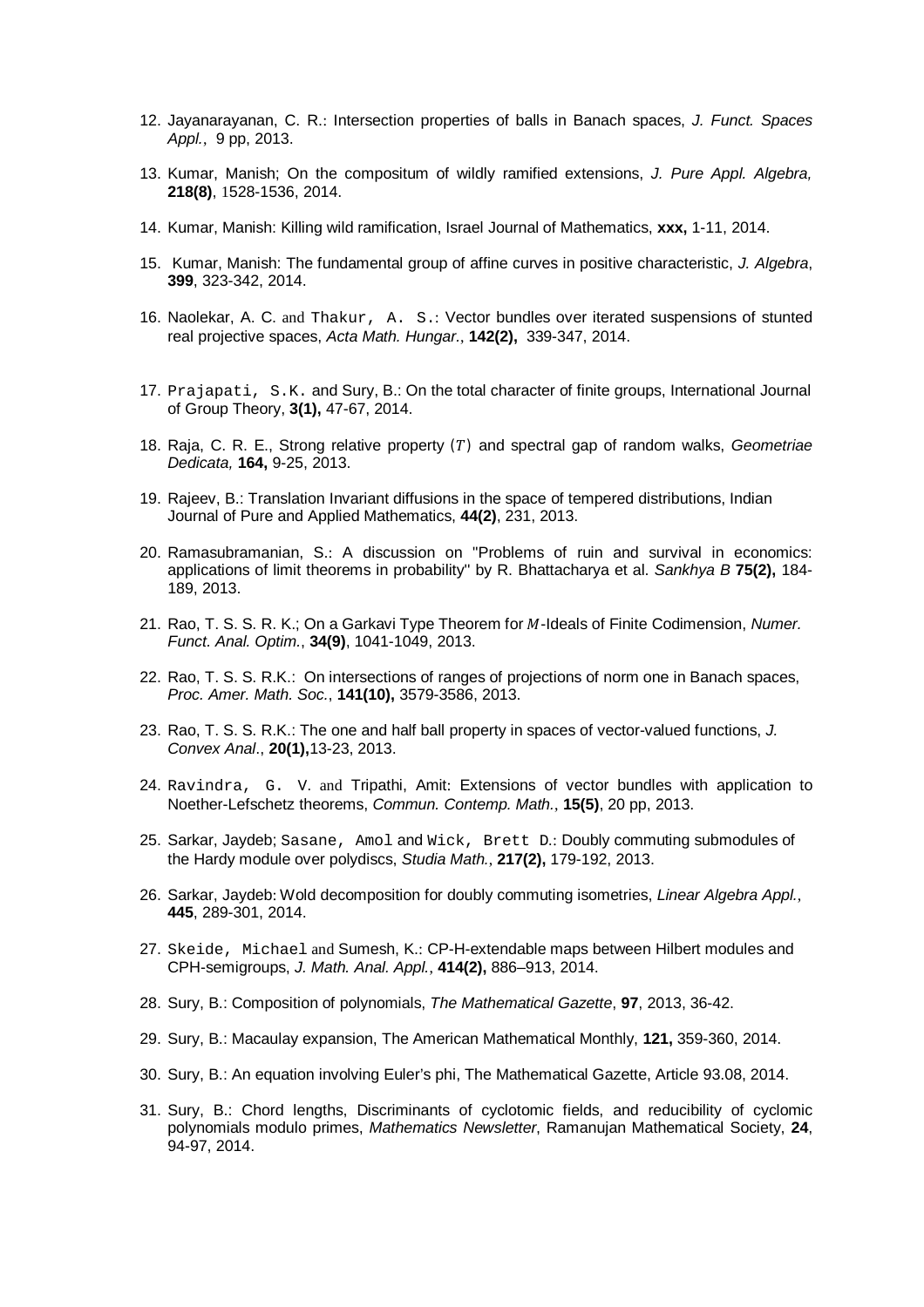12. Jayanarayanan, C. R.: Intersection properties of balls in Banach spaces, *J. Funct. Spaces Appl.*, 9 pp, 2013.

13. Kumar, Manish; On the compositum of wildly ramified extensions, *J. Pure Appl. Algebra,* **218(8)**, 1528-1536, 2014.

14. Kumar, Manish: Killing wild ramification, Israel Journal of Mathematics, **xxx,** 1-11, 2014.

15. Kumar, Manish: The fundamental group of affine curves in positive characteristic, *J. Algebra*, **399**, 323-342, 2014.

16. Naolekar, A. C. and Thakur, A. S.: Vector bundles over iterated suspensions of stunted real projective spaces, *Acta Math. Hungar.*, **142(2),** 339-347, 2014.

17. Prajapati, S.K. and Sury, B.: On the total character of finite groups, International Journal of Group Theory, **3(1),** 47-67, 2014.

18. Raja, C. R. E., Strong relative property $(T)$ and spectral gap of random walks, *Geometriae Dedicata,* **164,** 9-25, 2013.

19. Rajeev, B.: Translation Invariant diffusions in the space of tempered distributions, Indian Journal of Pure and Applied Mathematics, **44(2)**, 231, 2013.

20. Ramasubramanian, S.: A discussion on "Problems of ruin and survival in economics: applications of limit theorems in probability" by R. Bhattacharya et al. *Sankhya B* **75(2),** 184-189, 2013.

21. Rao, T. S. S. R. K.; On a Garkavi Type Theorem for $M$-Ideals of Finite Codimension, *Numer. Funct. Anal. Optim.*, **34(9)**, 1041-1049, 2013.

22. Rao, T. S. S. R.K.: On intersections of ranges of projections of norm one in Banach spaces, *Proc. Amer. Math. Soc.*, **141(10),** 3579-3586, 2013.

23. Rao, T. S. S. R.K.: The one and half ball property in spaces of vector-valued functions, *J. Convex Anal*., **20(1),**13-23, 2013.

24. Ravindra, G. V. and Tripathi, Amit: Extensions of vector bundles with application to Noether-Lefschetz theorems, *Commun. Contemp. Math.*, **15(5)**, 20 pp, 2013.

25. Sarkar, Jaydeb; Sasane, Amol and Wick, Brett D.: Doubly commuting submodules of the Hardy module over polydiscs, *Studia Math.*, **217(2),** 179-192, 2013.

26. Sarkar, Jaydeb: Wold decomposition for doubly commuting isometries, *Linear Algebra Appl.*, **445**, 289-301, 2014.

27. Skeide, Michael and Sumesh, K.: CP-H-extendable maps between Hilbert modules and CPH-semigroups, *J. Math. Anal. Appl.*, **414(2),** 886–913, 2014.

28. Sury, B.: Composition of polynomials, *The Mathematical Gazette*, **97**, 2013, 36-42.

29. Sury, B.: Macaulay expansion, The American Mathematical Monthly, **121,** 359-360, 2014.

30. Sury, B.: An equation involving Euler's phi, The Mathematical Gazette, Article 93.08, 2014.

31. Sury, B.: Chord lengths, Discriminants of cyclotomic fields, and reducibility of cyclomic polynomials modulo primes, *Mathematics Newsletter*, Ramanujan Mathematical Society, **24**, 94-97, 2014.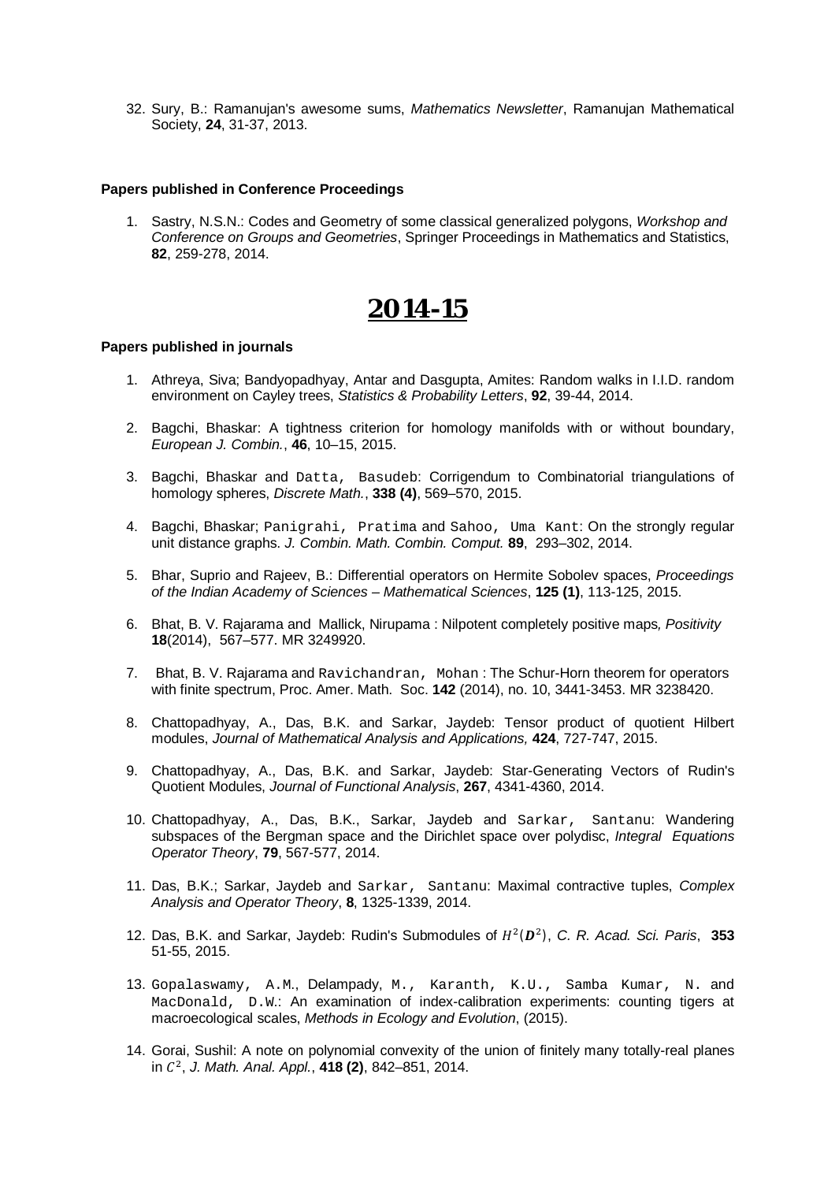32. Sury, B.: Ramanujan's awesome sums, *Mathematics Newsletter*, Ramanujan Mathematical Society, **24**, 31-37, 2013.

**Papers published in Conference Proceedings**

1. Sastry, N.S.N.: Codes and Geometry of some classical generalized polygons, *Workshop and Conference on Groups and Geometries*, Springer Proceedings in Mathematics and Statistics, **82**, 259-278, 2014.

# 2014-15

**Papers published in journals**

1. Athreya, Siva; Bandyopadhyay, Antar and Dasgupta, Amites: Random walks in I.I.D. random environment on Cayley trees, *Statistics & Probability Letters*, **92**, 39-44, 2014.

2. Bagchi, Bhaskar: A tightness criterion for homology manifolds with or without boundary, *European J. Combin.*, **46**, 10–15, 2015.

3. Bagchi, Bhaskar and Datta, Basudeb: Corrigendum to Combinatorial triangulations of homology spheres, *Discrete Math.*, **338 (4)**, 569–570, 2015.

4. Bagchi, Bhaskar; Panigrahi, Pratima and Sahoo, Uma Kant: On the strongly regular unit distance graphs. *J. Combin. Math. Combin. Comput.* **89**, 293–302, 2014.

5. Bhar, Suprio and Rajeev, B.: Differential operators on Hermite Sobolev spaces, *Proceedings of the Indian Academy of Sciences – Mathematical Sciences*, **125 (1)**, 113-125, 2015.

6. Bhat, B. V. Rajarama and Mallick, Nirupama : Nilpotent completely positive maps*, Positivity* **18**(2014), 567–577. MR 3249920.

7. Bhat, B. V. Rajarama and Ravichandran, Mohan : The Schur-Horn theorem for operators with finite spectrum, Proc. Amer. Math. Soc. **142** (2014), no. 10, 3441-3453. MR 3238420.

8. Chattopadhyay, A., Das, B.K. and Sarkar, Jaydeb: Tensor product of quotient Hilbert modules, *Journal of Mathematical Analysis and Applications,* **424**, 727-747, 2015.

9. Chattopadhyay, A., Das, B.K. and Sarkar, Jaydeb: Star-Generating Vectors of Rudin's Quotient Modules, *Journal of Functional Analysis*, **267**, 4341-4360, 2014.

10. Chattopadhyay, A., Das, B.K., Sarkar, Jaydeb and Sarkar, Santanu: Wandering subspaces of the Bergman space and the Dirichlet space over polydisc, *Integral Equations Operator Theory*, **79**, 567-577, 2014.

11. Das, B.K.; Sarkar, Jaydeb and Sarkar, Santanu: Maximal contractive tuples, *Complex Analysis and Operator Theory*, **8**, 1325-1339, 2014.

12. Das, B.K. and Sarkar, Jaydeb: Rudin's Submodules of $H^2(\boldsymbol{D}^2)$, *C. R. Acad. Sci. Paris*, **353** 51-55, 2015.

13. Gopalaswamy, A.M., Delampady, M., Karanth, K.U., Samba Kumar, N. and MacDonald, D.W.: An examination of index-calibration experiments: counting tigers at macroecological scales, *Methods in Ecology and Evolution*, (2015).

14. Gorai, Sushil: A note on polynomial convexity of the union of finitely many totally-real planes in $C^2$, *J. Math. Anal. Appl.*, **418 (2)**, 842–851, 2014.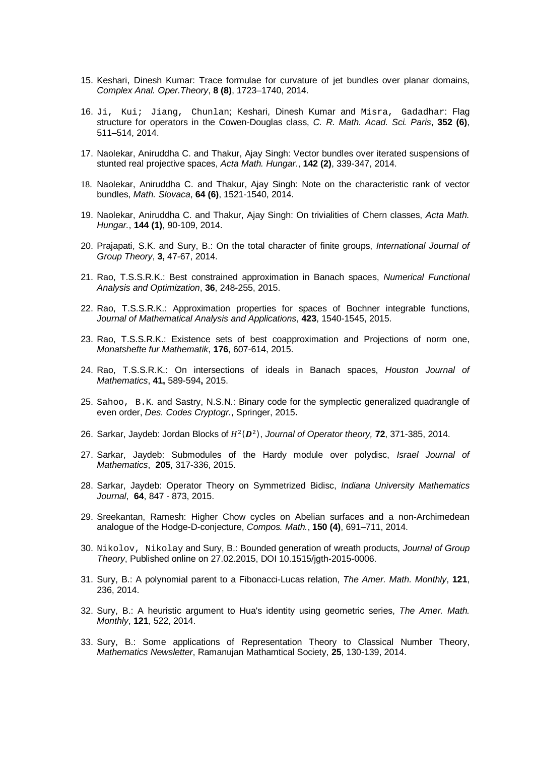15. Keshari, Dinesh Kumar: Trace formulae for curvature of jet bundles over planar domains, *Complex Anal. Oper.Theory*, **8 (8)**, 1723–1740, 2014.

16. Ji, Kui; Jiang, Chunlan; Keshari, Dinesh Kumar and Misra, Gadadhar: Flag structure for operators in the Cowen-Douglas class, *C. R. Math. Acad. Sci. Paris*, **352 (6)**, 511–514, 2014.

17. Naolekar, Aniruddha C. and Thakur, Ajay Singh: Vector bundles over iterated suspensions of stunted real projective spaces, *Acta Math. Hungar*., **142 (2)**, 339-347, 2014.

18. Naolekar, Aniruddha C. and Thakur, Ajay Singh: Note on the characteristic rank of vector bundles, *Math. Slovaca*, **64 (6)**, 1521-1540, 2014.

19. Naolekar, Aniruddha C. and Thakur, Ajay Singh: On trivialities of Chern classes, *Acta Math. Hungar.*, **144 (1)**, 90-109, 2014.

20. Prajapati, S.K. and Sury, B.: On the total character of finite groups, *International Journal of Group Theory*, **3,** 47-67, 2014.

21. Rao, T.S.S.R.K.: Best constrained approximation in Banach spaces, *Numerical Functional Analysis and Optimization*, **36**, 248-255, 2015.

22. Rao, T.S.S.R.K.: Approximation properties for spaces of Bochner integrable functions, *Journal of Mathematical Analysis and Applications*, **423**, 1540-1545, 2015.

23. Rao, T.S.S.R.K.: Existence sets of best coapproximation and Projections of norm one, *Monatshefte fur Mathematik*, **176**, 607-614, 2015.

24. Rao, T.S.S.R.K.: On intersections of ideals in Banach spaces, *Houston Journal of Mathematics*, **41,** 589-594**,** 2015.

25. Sahoo, B.K. and Sastry, N.S.N.: Binary code for the symplectic generalized quadrangle of even order, *Des. Codes Cryptogr.*, Springer, 2015**.**

26. Sarkar, Jaydeb: Jordan Blocks of $H^2(\boldsymbol{D}^2)$, *Journal of Operator theory,* **72**, 371-385, 2014.

27. Sarkar, Jaydeb: Submodules of the Hardy module over polydisc, *Israel Journal of Mathematics*, **205**, 317-336, 2015.

28. Sarkar, Jaydeb: Operator Theory on Symmetrized Bidisc, *Indiana University Mathematics Journal*, **64**, 847 - 873, 2015.

29. Sreekantan, Ramesh: Higher Chow cycles on Abelian surfaces and a non-Archimedean analogue of the Hodge-D-conjecture, *Compos. Math.*, **150 (4)**, 691–711, 2014.

30. Nikolov, Nikolay and Sury, B.: Bounded generation of wreath products, *Journal of Group Theory*, Published online on 27.02.2015, DOI 10.1515/jgth-2015-0006.

31. Sury, B.: A polynomial parent to a Fibonacci-Lucas relation, *The Amer. Math. Monthly*, **121**, 236, 2014.

32. Sury, B.: A heuristic argument to Hua's identity using geometric series, *The Amer. Math. Monthly*, **121**, 522, 2014.

33. Sury, B.: Some applications of Representation Theory to Classical Number Theory, *Mathematics Newsletter*, Ramanujan Mathamtical Society, **25**, 130-139, 2014.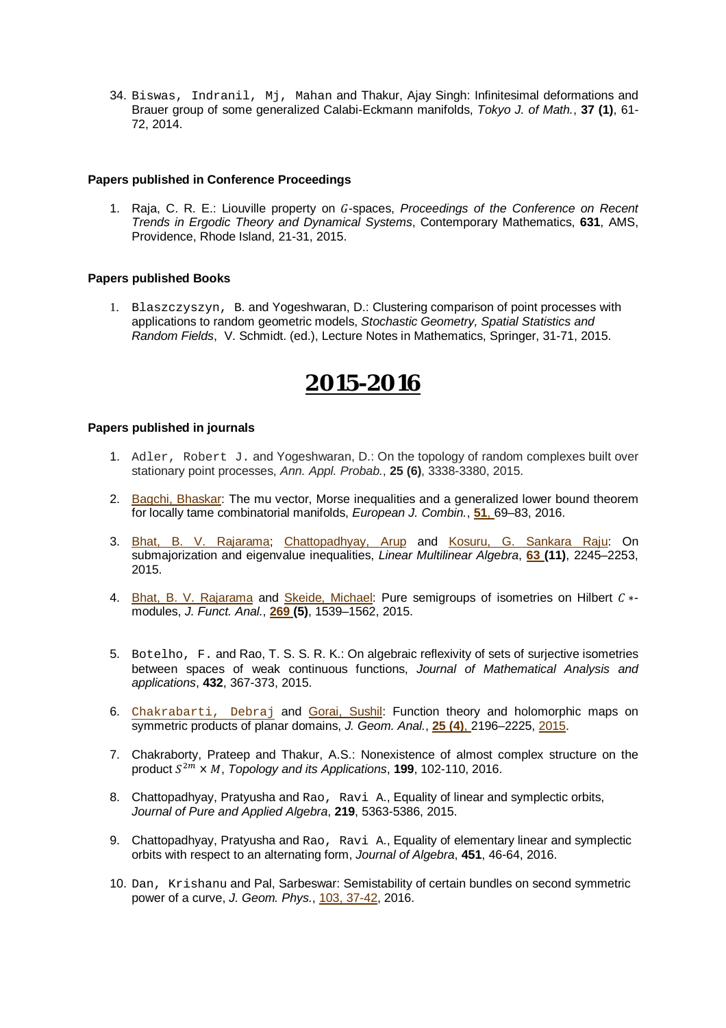34. Biswas, Indranil, Mj, Mahan and Thakur, Ajay Singh: Infinitesimal deformations and Brauer group of some generalized Calabi-Eckmann manifolds, *Tokyo J. of Math.*, **37 (1)**, 61-72, 2014.

#### Papers published in Conference Proceedings

1. Raja, C. R. E.: Liouville property on $G$-spaces, *Proceedings of the Conference on Recent Trends in Ergodic Theory and Dynamical Systems*, Contemporary Mathematics, **631**, AMS, Providence, Rhode Island, 21-31, 2015.

#### Papers published Books

1. Blaszczyszyn, B. and Yogeshwaran, D.: Clustering comparison of point processes with applications to random geometric models, *Stochastic Geometry, Spatial Statistics and Random Fields*, V. Schmidt. (ed.), Lecture Notes in Mathematics, Springer, 31-71, 2015.

## 2015-2016

#### Papers published in journals

1. Adler, Robert J. and Yogeshwaran, D.: On the topology of random complexes built over stationary point processes, *Ann. Appl. Probab.*, **25 (6)**, 3338-3380, 2015.

2. Bagchi, Bhaskar: The mu vector, Morse inequalities and a generalized lower bound theorem for locally tame combinatorial manifolds, *European J. Combin.*, **51**, 69–83, 2016.

3. Bhat, B. V. Rajarama; Chattopadhyay, Arup and Kosuru, G. Sankara Raju: On submajorization and eigenvalue inequalities, *Linear Multilinear Algebra*, **63 (11)**, 2245–2253, 2015.

4. Bhat, B. V. Rajarama and Skeide, Michael: Pure semigroups of isometries on Hilbert $C*$-modules, *J. Funct. Anal.*, **269 (5)**, 1539–1562, 2015.

5. Botelho, F. and Rao, T. S. S. R. K.: On algebraic reflexivity of sets of surjective isometries between spaces of weak continuous functions, *Journal of Mathematical Analysis and applications*, **432**, 367-373, 2015.

6. Chakrabarti, Debraj and Gorai, Sushil: Function theory and holomorphic maps on symmetric products of planar domains, *J. Geom. Anal.*, **25 (4)**, 2196–2225, 2015.

7. Chakraborty, Prateep and Thakur, A.S.: Nonexistence of almost complex structure on the product $S^{2m} \times M$, *Topology and its Applications*, **199**, 102-110, 2016.

8. Chattopadhyay, Pratyusha and Rao, Ravi A., Equality of linear and symplectic orbits, *Journal of Pure and Applied Algebra*, **219**, 5363-5386, 2015.

9. Chattopadhyay, Pratyusha and Rao, Ravi A., Equality of elementary linear and symplectic orbits with respect to an alternating form, *Journal of Algebra*, **451**, 46-64, 2016.

10. Dan, Krishanu and Pal, Sarbeswar: Semistability of certain bundles on second symmetric power of a curve, *J. Geom. Phys.*, 103, 37-42, 2016.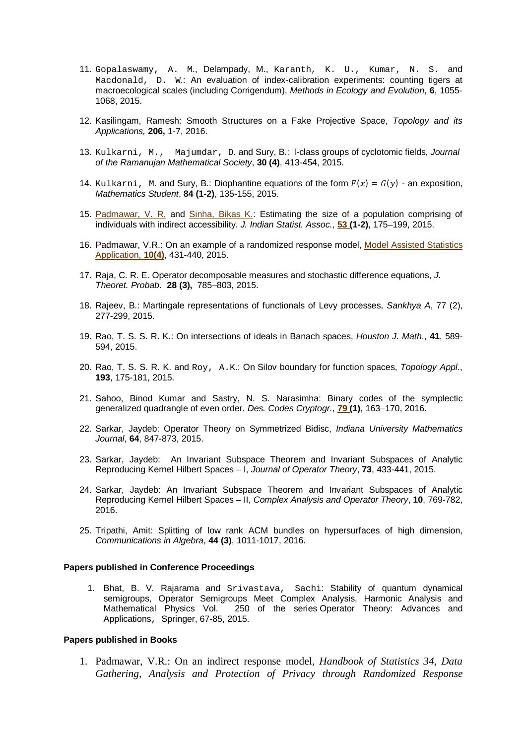11. Gopalaswamy, A. M., Delampady, M., Karanth, K. U., Kumar, N. S. and Macdonald, D. W.: An evaluation of index-calibration experiments: counting tigers at macroecological scales (including Corrigendum), *Methods in Ecology and Evolution*, **6**, 1055-1068, 2015.

12. Kasilingam, Ramesh: Smooth Structures on a Fake Projective Space, *Topology and its Applications,* **206,** 1-7, 2016.

13. Kulkarni, M., Majumdar, D. and Sury, B.: l-class groups of cyclotomic fields, *Journal of the Ramanujan Mathematical Society*, **30 (4)**, 413-454, 2015.

14. Kulkarni, M. and Sury, B.: Diophantine equations of the form $F(x) = G(y)$ - an exposition, *Mathematics Student*, **84 (1-2)**, 135-155, 2015.

15. Padmawar, V. R. and Sinha, Bikas K.: Estimating the size of a population comprising of individuals with indirect accessibility. *J. Indian Statist. Assoc.*, **53 (1-2)**, 175–199, 2015.

16. Padmawar, V.R.: On an example of a randomized response model, Model Assisted Statistics Application, **10(4)**, 431-440, 2015.

17. Raja, C. R. E. Operator decomposable measures and stochastic difference equations, *J. Theoret. Probab*. **28 (3),** 785–803, 2015.

18. Rajeev, B.: Martingale representations of functionals of Levy processes, *Sankhya A*, 77 (2), 277-299, 2015.

19. Rao, T. S. S. R. K.: On intersections of ideals in Banach spaces, *Houston J. Math*., **41**, 589-594, 2015.

20. Rao, T. S. S. R. K. and Roy, A.K.: On Silov boundary for function spaces, *Topology Appl*., **193**, 175-181, 2015.

21. Sahoo, Binod Kumar and Sastry, N. S. Narasimha: Binary codes of the symplectic generalized quadrangle of even order. *Des. Codes Cryptogr*., **79 (1)**, 163–170, 2016.

22. Sarkar, Jaydeb: Operator Theory on Symmetrized Bidisc, *Indiana University Mathematics Journal*, **64**, 847-873, 2015.

23. Sarkar, Jaydeb: An Invariant Subspace Theorem and Invariant Subspaces of Analytic Reproducing Kernel Hilbert Spaces – I, *Journal of Operator Theory*, **73**, 433-441, 2015.

24. Sarkar, Jaydeb: An Invariant Subspace Theorem and Invariant Subspaces of Analytic Reproducing Kernel Hilbert Spaces – II, *Complex Analysis and Operator Theory*, **10**, 769-782, 2016.

25. Tripathi, Amit: Splitting of low rank ACM bundles on hypersurfaces of high dimension, *Communications in Algebra*, **44 (3)**, 1011-1017, 2016.

**Papers published in Conference Proceedings**

1. Bhat, B. V. Rajarama and Srivastava, Sachi: Stability of quantum dynamical semigroups, Operator Semigroups Meet Complex Analysis, Harmonic Analysis and Mathematical Physics Vol. 250 of the series Operator Theory: Advances and Applications, Springer, 67-85, 2015.

**Papers published in Books**

1. Padmawar, V.R.: On an indirect response model, *Handbook of Statistics 34, Data Gathering, Analysis and Protection of Privacy through Randomized Response*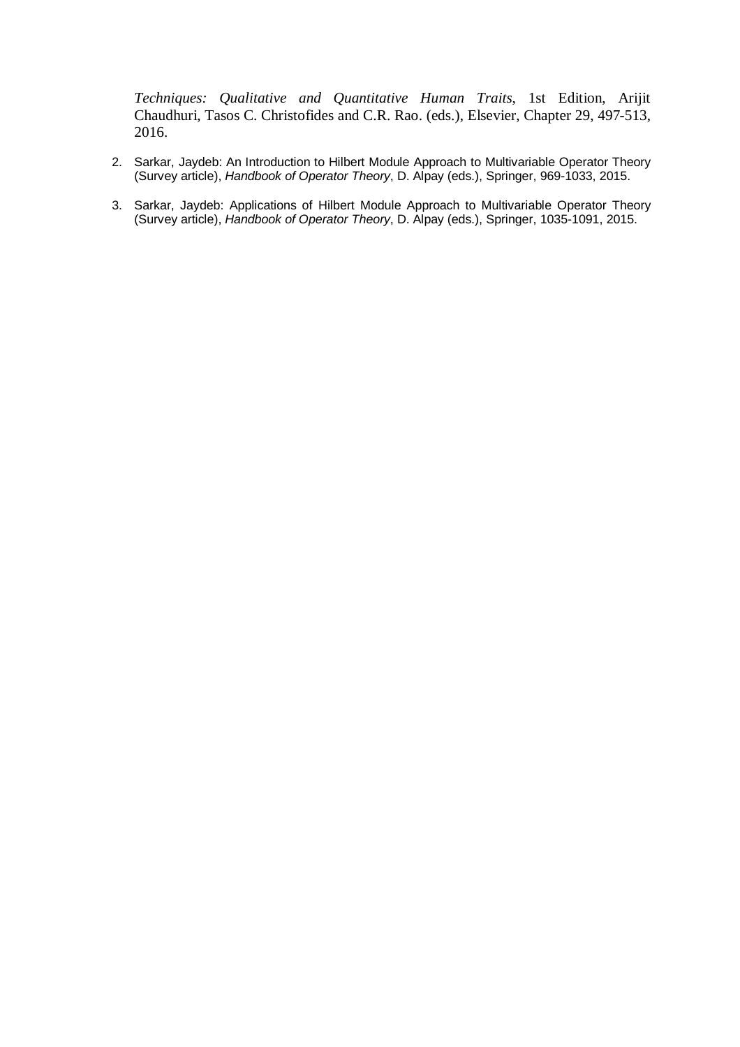*Techniques: Qualitative and Quantitative Human Traits*, 1st Edition, Arijit Chaudhuri, Tasos C. Christofides and C.R. Rao. (eds.), Elsevier, Chapter 29, 497-513, 2016.

2. Sarkar, Jaydeb: An Introduction to Hilbert Module Approach to Multivariable Operator Theory (Survey article), *Handbook of Operator Theory*, D. Alpay (eds.), Springer, 969-1033, 2015.

3. Sarkar, Jaydeb: Applications of Hilbert Module Approach to Multivariable Operator Theory (Survey article), *Handbook of Operator Theory*, D. Alpay (eds.), Springer, 1035-1091, 2015.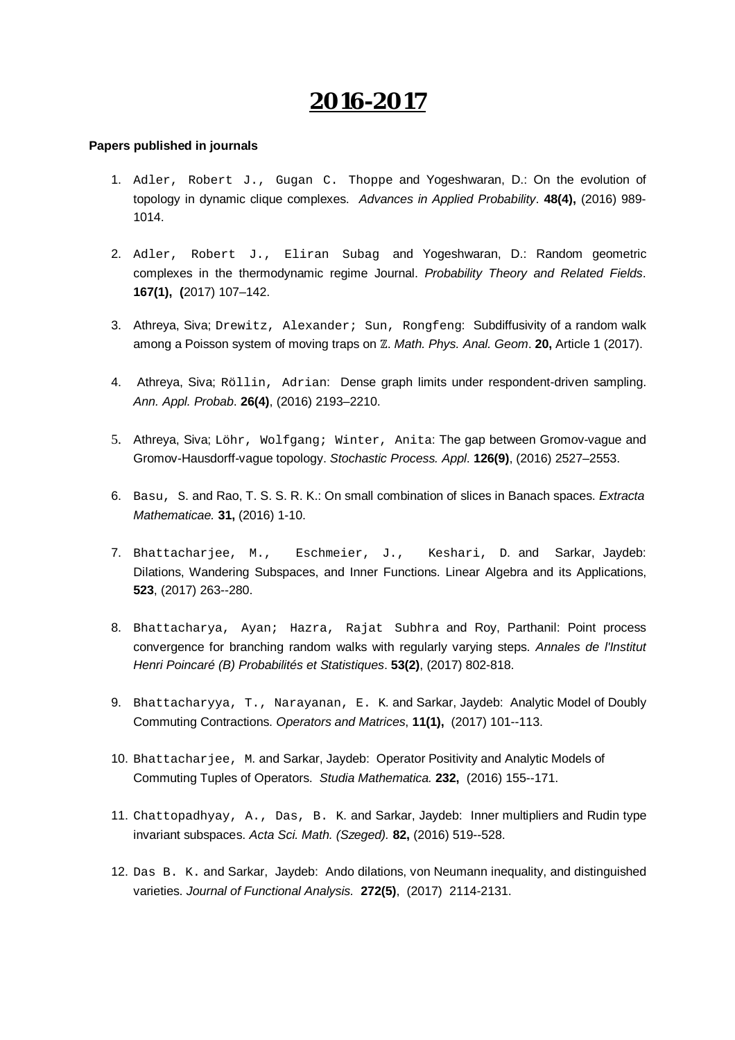# 2016-2017

**Papers published in journals**

1. Adler, Robert J., Gugan C. Thoppe and Yogeshwaran, D.: On the evolution of topology in dynamic clique complexes. *Advances in Applied Probability*. **48(4),** (2016) 989-1014.

2. Adler, Robert J., Eliran Subag and Yogeshwaran, D.: Random geometric complexes in the thermodynamic regime Journal. *Probability Theory and Related Fields*. **167(1), (**2017) 107–142.

3. Athreya, Siva; Drewitz, Alexander; Sun, Rongfeng: Subdiffusivity of a random walk among a Poisson system of moving traps on ℤ. *Math. Phys. Anal. Geom*. **20,** Article 1 (2017).

4. Athreya, Siva; Röllin, Adrian: Dense graph limits under respondent-driven sampling. *Ann. Appl. Probab*. **26(4)**, (2016) 2193–2210.

5. Athreya, Siva; Löhr, Wolfgang; Winter, Anita: The gap between Gromov-vague and Gromov-Hausdorff-vague topology. *Stochastic Process. Appl*. **126(9)**, (2016) 2527–2553.

6. Basu, S. and Rao, T. S. S. R. K.: On small combination of slices in Banach spaces. *Extracta Mathematicae.* **31,** (2016) 1-10.

7. Bhattacharjee, M., Eschmeier, J., Keshari, D. and Sarkar, Jaydeb: Dilations, Wandering Subspaces, and Inner Functions. Linear Algebra and its Applications, **523**, (2017) 263--280.

8. Bhattacharya, Ayan; Hazra, Rajat Subhra and Roy, Parthanil: Point process convergence for branching random walks with regularly varying steps. *Annales de l'Institut Henri Poincaré (B) Probabilités et Statistiques*. **53(2)**, (2017) 802-818.

9. Bhattacharyya, T., Narayanan, E. K. and Sarkar, Jaydeb: Analytic Model of Doubly Commuting Contractions. *Operators and Matrices*, **11(1),** (2017) 101--113.

10. Bhattacharjee, M. and Sarkar, Jaydeb: Operator Positivity and Analytic Models of Commuting Tuples of Operators. *Studia Mathematica.* **232,** (2016) 155--171.

11. Chattopadhyay, A., Das, B. K. and Sarkar, Jaydeb: Inner multipliers and Rudin type invariant subspaces. *Acta Sci. Math. (Szeged).* **82,** (2016) 519--528.

12. Das B. K. and Sarkar, Jaydeb: Ando dilations, von Neumann inequality, and distinguished varieties. *Journal of Functional Analysis.* **272(5)**, (2017) 2114-2131.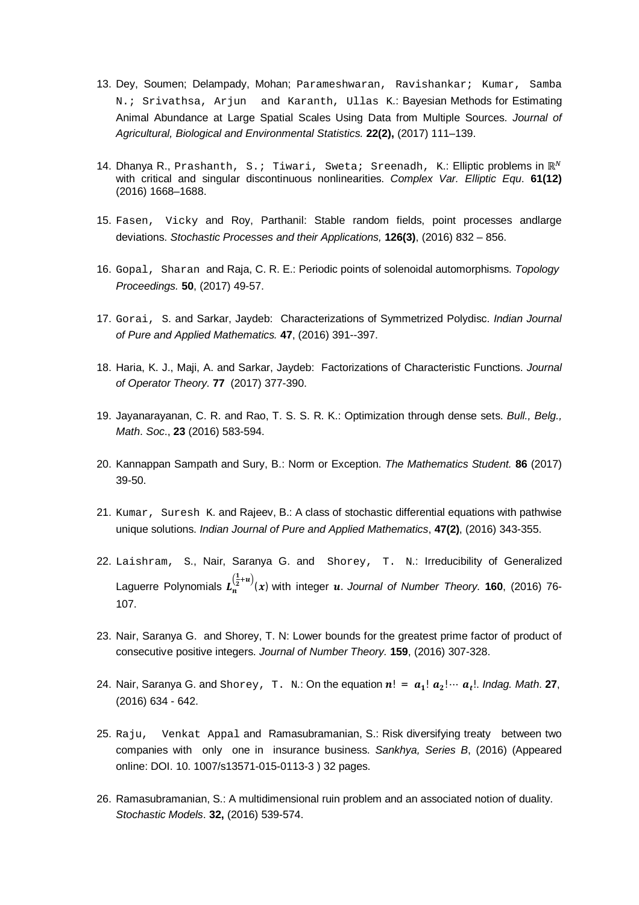13. Dey, Soumen; Delampady, Mohan; Parameshwaran, Ravishankar; Kumar, Samba N.; Srivathsa, Arjun and Karanth, Ullas K.: Bayesian Methods for Estimating Animal Abundance at Large Spatial Scales Using Data from Multiple Sources. *Journal of Agricultural, Biological and Environmental Statistics.* **22(2),** (2017) 111–139.

14. Dhanya R., Prashanth, S.; Tiwari, Sweta; Sreenadh, K.: Elliptic problems in $\mathbb{R}^N$ with critical and singular discontinuous nonlinearities. *Complex Var. Elliptic Equ*. **61(12)** (2016) 1668–1688.

15. Fasen, Vicky and Roy, Parthanil: Stable random fields, point processes andlarge deviations. *Stochastic Processes and their Applications,* **126(3)**, (2016) 832 – 856.

16. Gopal, Sharan and Raja, C. R. E.: Periodic points of solenoidal automorphisms. *Topology Proceedings.* **50**, (2017) 49-57.

17. Gorai, S. and Sarkar, Jaydeb: Characterizations of Symmetrized Polydisc. *Indian Journal of Pure and Applied Mathematics.* **47**, (2016) 391--397.

18. Haria, K. J., Maji, A. and Sarkar, Jaydeb: Factorizations of Characteristic Functions. *Journal of Operator Theory.* **77** (2017) 377-390.

19. Jayanarayanan, C. R. and Rao, T. S. S. R. K.: Optimization through dense sets. *Bull., Belg., Math. Soc*., **23** (2016) 583-594.

20. Kannappan Sampath and Sury, B.: Norm or Exception. *The Mathematics Student.* **86** (2017) 39-50.

21. Kumar, Suresh K. and Rajeev, B.: A class of stochastic differential equations with pathwise unique solutions. *Indian Journal of Pure and Applied Mathematics*, **47(2)**, (2016) 343-355.

22. Laishram, S., Nair, Saranya G. and Shorey, T. N.: Irreducibility of Generalized Laguerre Polynomials $L_n^{\left(\frac{1}{2}+u\right)}(x)$ with integer $u$. *Journal of Number Theory.* **160**, (2016) 76-107.

23. Nair, Saranya G. and Shorey, T. N: Lower bounds for the greatest prime factor of product of consecutive positive integers. *Journal of Number Theory.* **159**, (2016) 307-328.

24. Nair, Saranya G. and Shorey, T. N.: On the equation $n! = a_1!\, a_2! \cdots a_t!$. *Indag. Math.* **27**, (2016) 634 - 642.

25. Raju, Venkat Appal and Ramasubramanian, S.: Risk diversifying treaty between two companies with only one in insurance business. *Sankhya, Series B*, (2016) (Appeared online: DOI. 10. 1007/s13571-015-0113-3 ) 32 pages.

26. Ramasubramanian, S.: A multidimensional ruin problem and an associated notion of duality. *Stochastic Models*. **32,** (2016) 539-574.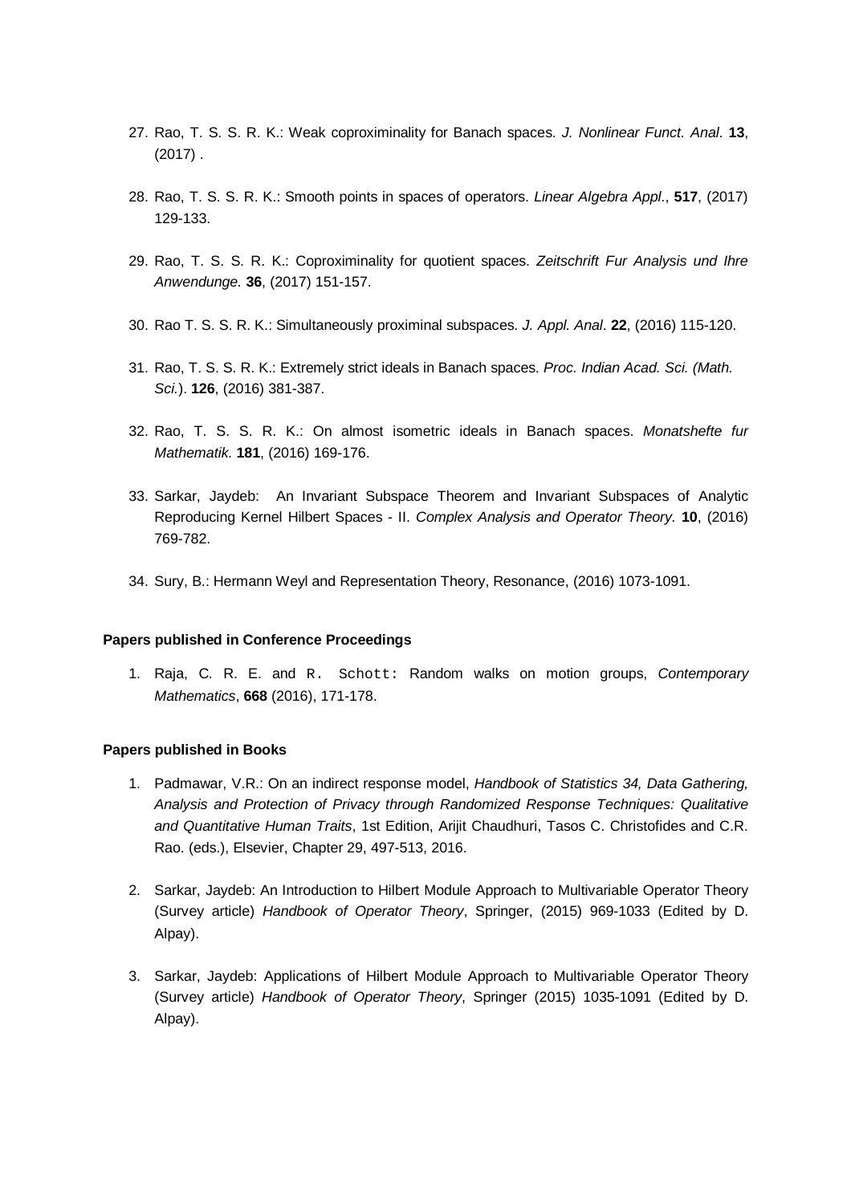27. Rao, T. S. S. R. K.: Weak coproximinality for Banach spaces. *J. Nonlinear Funct. Anal*. **13**, (2017) .

28. Rao, T. S. S. R. K.: Smooth points in spaces of operators. *Linear Algebra Appl*., **517**, (2017) 129-133.

29. Rao, T. S. S. R. K.: Coproximinality for quotient spaces. *Zeitschrift Fur Analysis und Ihre Anwendunge.* **36**, (2017) 151-157.

30. Rao T. S. S. R. K.: Simultaneously proximinal subspaces. *J. Appl. Anal*. **22**, (2016) 115-120.

31. Rao, T. S. S. R. K.: Extremely strict ideals in Banach spaces. *Proc. Indian Acad. Sci. (Math. Sci.*). **126**, (2016) 381-387.

32. Rao, T. S. S. R. K.: On almost isometric ideals in Banach spaces. *Monatshefte fur Mathematik.* **181**, (2016) 169-176.

33. Sarkar, Jaydeb: An Invariant Subspace Theorem and Invariant Subspaces of Analytic Reproducing Kernel Hilbert Spaces - II. *Complex Analysis and Operator Theory.* **10**, (2016) 769-782.

34. Sury, B.: Hermann Weyl and Representation Theory, Resonance, (2016) 1073-1091.

**Papers published in Conference Proceedings**

1. Raja, C. R. E. and R. Schott: Random walks on motion groups, *Contemporary Mathematics*, **668** (2016), 171-178.

**Papers published in Books**

1. Padmawar, V.R.: On an indirect response model, *Handbook of Statistics 34, Data Gathering, Analysis and Protection of Privacy through Randomized Response Techniques: Qualitative and Quantitative Human Traits*, 1st Edition, Arijit Chaudhuri, Tasos C. Christofides and C.R. Rao. (eds.), Elsevier, Chapter 29, 497-513, 2016.

2. Sarkar, Jaydeb: An Introduction to Hilbert Module Approach to Multivariable Operator Theory (Survey article) *Handbook of Operator Theory*, Springer, (2015) 969-1033 (Edited by D. Alpay).

3. Sarkar, Jaydeb: Applications of Hilbert Module Approach to Multivariable Operator Theory (Survey article) *Handbook of Operator Theory*, Springer (2015) 1035-1091 (Edited by D. Alpay).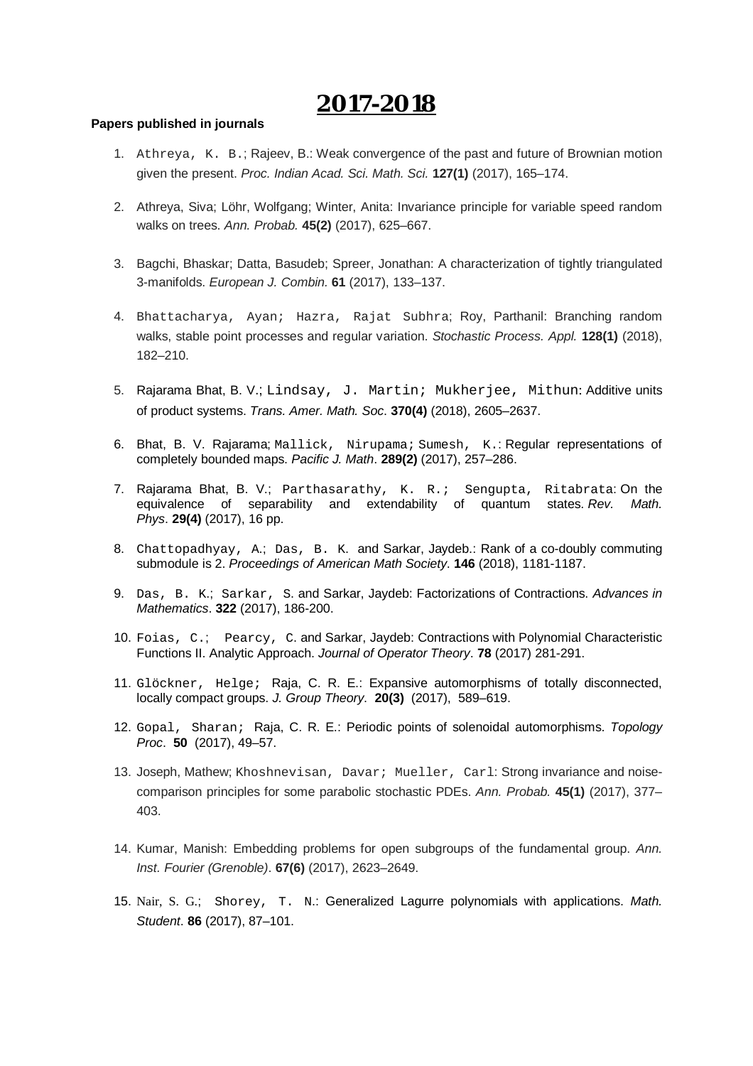# 2017-2018

**Papers published in journals**

1. Athreya, K. B.; Rajeev, B.: Weak convergence of the past and future of Brownian motion given the present. *Proc. Indian Acad. Sci. Math. Sci.* **127(1)** (2017), 165–174.

2. Athreya, Siva; Löhr, Wolfgang; Winter, Anita: Invariance principle for variable speed random walks on trees. *Ann. Probab.* **45(2)** (2017), 625–667.

3. Bagchi, Bhaskar; Datta, Basudeb; Spreer, Jonathan: A characterization of tightly triangulated 3-manifolds. *European J. Combin.* **61** (2017), 133–137.

4. Bhattacharya, Ayan; Hazra, Rajat Subhra; Roy, Parthanil: Branching random walks, stable point processes and regular variation. *Stochastic Process. Appl.* **128(1)** (2018), 182–210.

5. Rajarama Bhat, B. V.; Lindsay, J. Martin; Mukherjee, Mithun: Additive units of product systems. *Trans. Amer. Math. Soc*. **370(4)** (2018), 2605–2637.

6. Bhat, B. V. Rajarama; Mallick, Nirupama; Sumesh, K.: Regular representations of completely bounded maps. *Pacific J. Math*. **289(2)** (2017), 257–286.

7. Rajarama Bhat, B. V.; Parthasarathy, K. R.; Sengupta, Ritabrata: On the equivalence of separability and extendability of quantum states. *Rev. Math. Phys*. **29(4)** (2017), 16 pp.

8. Chattopadhyay, A.; Das, B. K. and Sarkar, Jaydeb.: Rank of a co-doubly commuting submodule is 2. *Proceedings of American Math Society*. **146** (2018), 1181-1187.

9. Das, B. K.; Sarkar, S. and Sarkar, Jaydeb: Factorizations of Contractions. *Advances in Mathematics*. **322** (2017), 186-200.

10. Foias, C.; Pearcy, C. and Sarkar, Jaydeb: Contractions with Polynomial Characteristic Functions II. Analytic Approach. *Journal of Operator Theory*. **78** (2017) 281-291.

11. Glöckner, Helge; Raja, C. R. E.: Expansive automorphisms of totally disconnected, locally compact groups. *J. Group Theory*. **20(3)** (2017), 589–619.

12. Gopal, Sharan; Raja, C. R. E.: Periodic points of solenoidal automorphisms. *Topology Proc*. **50** (2017), 49–57.

13. Joseph, Mathew; Khoshnevisan, Davar; Mueller, Carl: Strong invariance and noise-comparison principles for some parabolic stochastic PDEs. *Ann. Probab.* **45(1)** (2017), 377–403.

14. Kumar, Manish: Embedding problems for open subgroups of the fundamental group. *Ann. Inst. Fourier (Grenoble)*. **67(6)** (2017), 2623–2649.

15. Nair, S. G.; Shorey, T. N.: Generalized Lagurre polynomials with applications. *Math. Student*. **86** (2017), 87–101.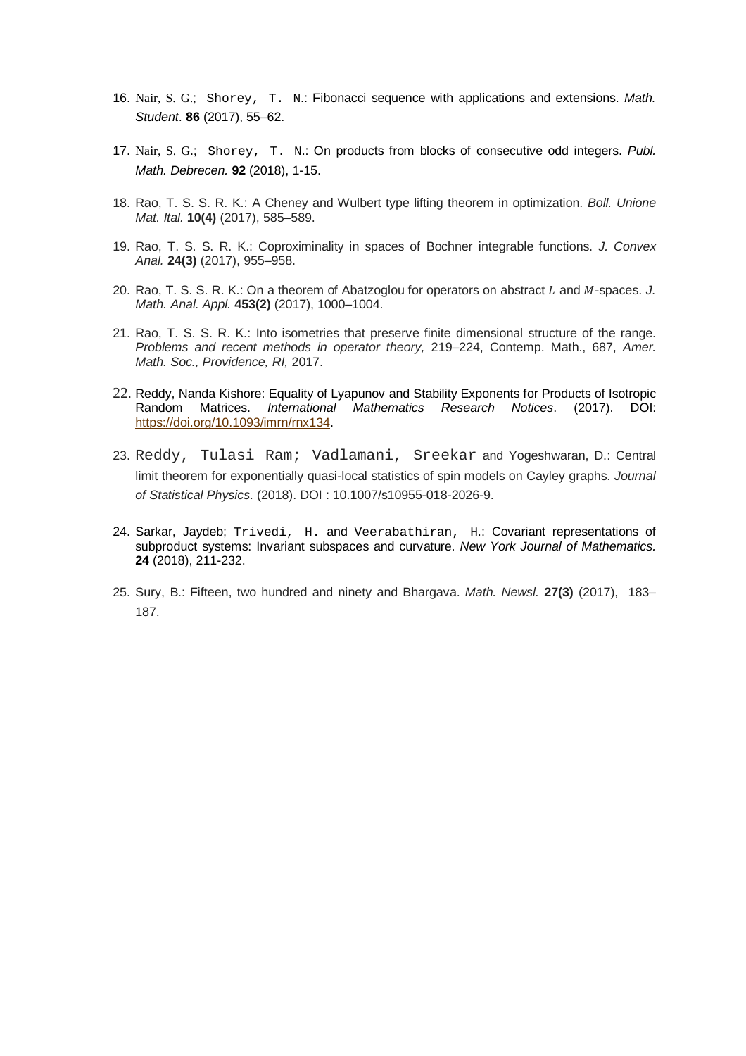16. Nair, S. G.; Shorey, T. N.: Fibonacci sequence with applications and extensions. *Math. Student*. **86** (2017), 55–62.

17. Nair, S. G.; Shorey, T. N.: On products from blocks of consecutive odd integers. *Publ. Math. Debrecen.* **92** (2018), 1-15.

18. Rao, T. S. S. R. K.: A Cheney and Wulbert type lifting theorem in optimization. *Boll. Unione Mat. Ital.* **10(4)** (2017), 585–589.

19. Rao, T. S. S. R. K.: Coproximinality in spaces of Bochner integrable functions. *J. Convex Anal.* **24(3)** (2017), 955–958.

20. Rao, T. S. S. R. K.: On a theorem of Abatzoglou for operators on abstract $L$ and $M$-spaces. *J. Math. Anal. Appl.* **453(2)** (2017), 1000–1004.

21. Rao, T. S. S. R. K.: Into isometries that preserve finite dimensional structure of the range. *Problems and recent methods in operator theory,* 219–224, Contemp. Math., 687, *Amer. Math. Soc., Providence, RI,* 2017.

22. Reddy, Nanda Kishore: Equality of Lyapunov and Stability Exponents for Products of Isotropic Random Matrices. *International Mathematics Research Notices*. (2017). DOI: https://doi.org/10.1093/imrn/rnx134.

23. Reddy, Tulasi Ram; Vadlamani, Sreekar and Yogeshwaran, D.: Central limit theorem for exponentially quasi-local statistics of spin models on Cayley graphs. *Journal of Statistical Physics*. (2018). DOI : 10.1007/s10955-018-2026-9.

24. Sarkar, Jaydeb; Trivedi, H. and Veerabathiran, H.: Covariant representations of subproduct systems: Invariant subspaces and curvature. *New York Journal of Mathematics.* **24** (2018), 211-232.

25. Sury, B.: Fifteen, two hundred and ninety and Bhargava. *Math. Newsl.* **27(3)** (2017), 183–187.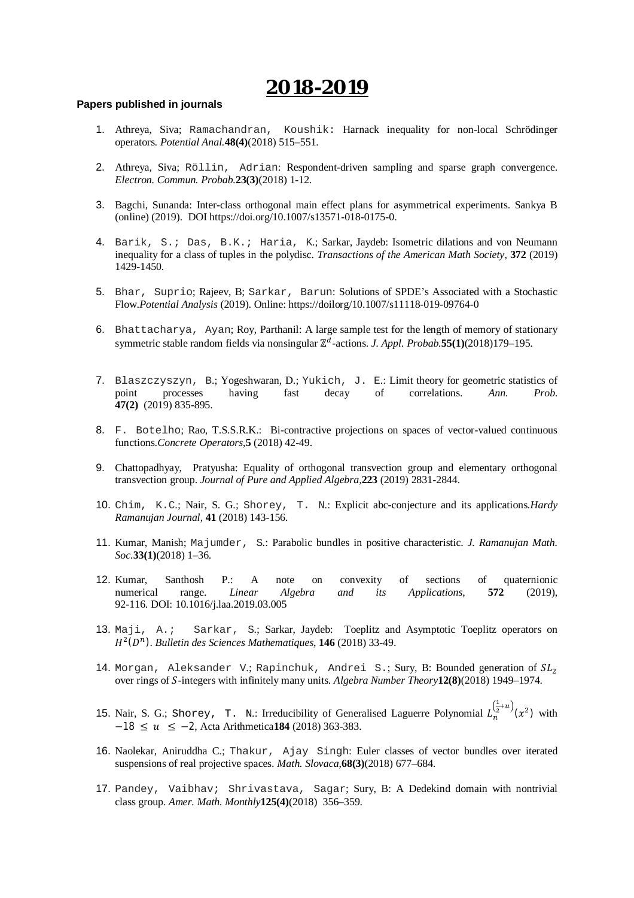# 2018-2019

**Papers published in journals**

1. Athreya, Siva; Ramachandran, Koushik: Harnack inequality for non-local Schrödinger operators. *Potential Anal.***48(4)**(2018) 515–551.

2. Athreya, Siva; Röllin, Adrian: Respondent-driven sampling and sparse graph convergence. *Electron. Commun. Probab.***23(3)**(2018) 1-12.

3. Bagchi, Sunanda: Inter-class orthogonal main effect plans for asymmetrical experiments. Sankya B (online) (2019). DOI https://doi.org/10.1007/s13571-018-0175-0.

4. Barik, S.; Das, B.K.; Haria, K.; Sarkar, Jaydeb: Isometric dilations and von Neumann inequality for a class of tuples in the polydisc. *Transactions of the American Math Society*, **372** (2019) 1429-1450.

5. Bhar, Suprio; Rajeev, B; Sarkar, Barun: Solutions of SPDE's Associated with a Stochastic Flow.*Potential Analysis* (2019). Online: https://doilorg/10.1007/s11118-019-09764-0

6. Bhattacharya, Ayan; Roy, Parthanil: A large sample test for the length of memory of stationary symmetric stable random fields via nonsingular $\mathbb{Z}^d$-actions. *J. Appl. Probab.***55(1)**(2018)179–195.

7. Blaszczyszyn, B.; Yogeshwaran, D.; Yukich, J. E.: Limit theory for geometric statistics of point processes having fast decay of correlations. *Ann. Prob.* **47(2)** (2019) 835-895.

8. F. Botelho; Rao, T.S.S.R.K.: Bi-contractive projections on spaces of vector-valued continuous functions.*Concrete Operators*,**5** (2018) 42-49.

9. Chattopadhyay, Pratyusha: Equality of orthogonal transvection group and elementary orthogonal transvection group. *Journal of Pure and Applied Algebra*,**223** (2019) 2831-2844.

10. Chim, K.C.; Nair, S. G.; Shorey, T. N.: Explicit abc-conjecture and its applications.*Hardy Ramanujan Journal*, **41** (2018) 143-156.

11. Kumar, Manish; Majumder, S.: Parabolic bundles in positive characteristic. *J. Ramanujan Math. Soc.***33(1)**(2018) 1–36.

12. Kumar, Santhosh P.: A note on convexity of sections of quaternionic numerical range. *Linear Algebra and its Applications*, **572** (2019), 92-116. DOI: 10.1016/j.laa.2019.03.005

13. Maji, A.; Sarkar, S.; Sarkar, Jaydeb: Toeplitz and Asymptotic Toeplitz operators on $H^2(D^n)$. *Bulletin des Sciences Mathematiques*, **146** (2018) 33-49.

14. Morgan, Aleksander V.; Rapinchuk, Andrei S.; Sury, B: Bounded generation of $SL_2$ over rings of $S$-integers with infinitely many units. *Algebra Number Theory***12(8)**(2018) 1949–1974.

15. Nair, S. G.; Shorey, T. N.: Irreducibility of Generalised Laguerre Polynomial $L_n^{\left(\frac{1}{2}+u\right)}(x^2)$ with $-18 \leq u \leq -2$, Acta Arithmetica**184** (2018) 363-383.

16. Naolekar, Aniruddha C.; Thakur, Ajay Singh: Euler classes of vector bundles over iterated suspensions of real projective spaces. *Math. Slovaca*,**68(3)**(2018) 677–684.

17. Pandey, Vaibhav; Shrivastava, Sagar; Sury, B: A Dedekind domain with nontrivial class group. *Amer. Math. Monthly***125(4)**(2018) 356–359.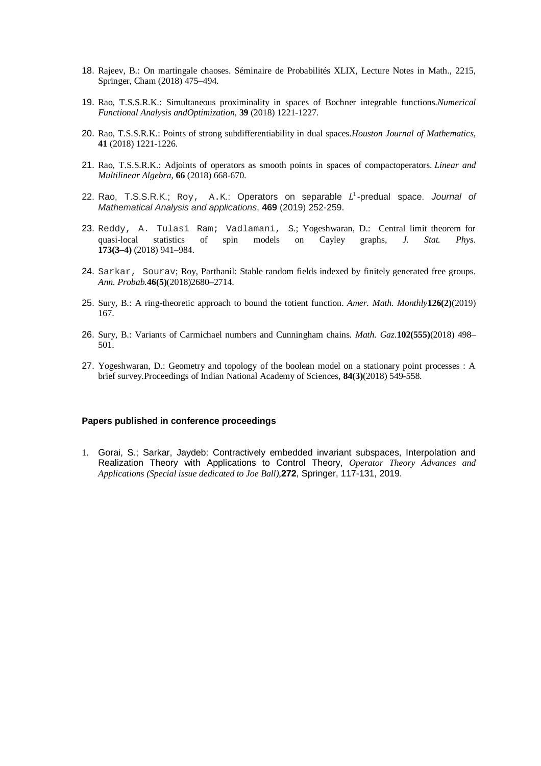18. Rajeev, B.: On martingale chaoses. Séminaire de Probabilités XLIX, Lecture Notes in Math., 2215, Springer, Cham (2018) 475–494.

19. Rao, T.S.S.R.K.: Simultaneous proximinality in spaces of Bochner integrable functions.*Numerical Functional Analysis andOptimization*, **39** (2018) 1221-1227.

20. Rao, T.S.S.R.K.: Points of strong subdifferentiability in dual spaces.*Houston Journal of Mathematics*, **41** (2018) 1221-1226.

21. Rao, T.S.S.R.K.: Adjoints of operators as smooth points in spaces of compactoperators. *Linear and Multilinear Algebra*, **66** (2018) 668-670.

22. Rao, T.S.S.R.K.; Roy, A.K.: Operators on separable $L^1$-predual space. *Journal of Mathematical Analysis and applications*, **469** (2019) 252-259.

23. Reddy, A. Tulasi Ram; Vadlamani, S.; Yogeshwaran, D.: Central limit theorem for quasi-local statistics of spin models on Cayley graphs, *J. Stat. Phys*. **173(3–4)** (2018) 941–984.

24. Sarkar, Sourav; Roy, Parthanil: Stable random fields indexed by finitely generated free groups. *Ann. Probab.***46(5)**(2018)2680–2714.

25. Sury, B.: A ring-theoretic approach to bound the totient function. *Amer. Math. Monthly***126(2)**(2019) 167.

26. Sury, B.: Variants of Carmichael numbers and Cunningham chains. *Math. Gaz.***102(555)**(2018) 498–501.

27. Yogeshwaran, D.: Geometry and topology of the boolean model on a stationary point processes : A brief survey.Proceedings of Indian National Academy of Sciences, **84(3)**(2018) 549-558.

### Papers published in conference proceedings

1. Gorai, S.; Sarkar, Jaydeb: Contractively embedded invariant subspaces, Interpolation and Realization Theory with Applications to Control Theory, *Operator Theory Advances and Applications (Special issue dedicated to Joe Ball)*,**272**, Springer, 117-131, 2019.